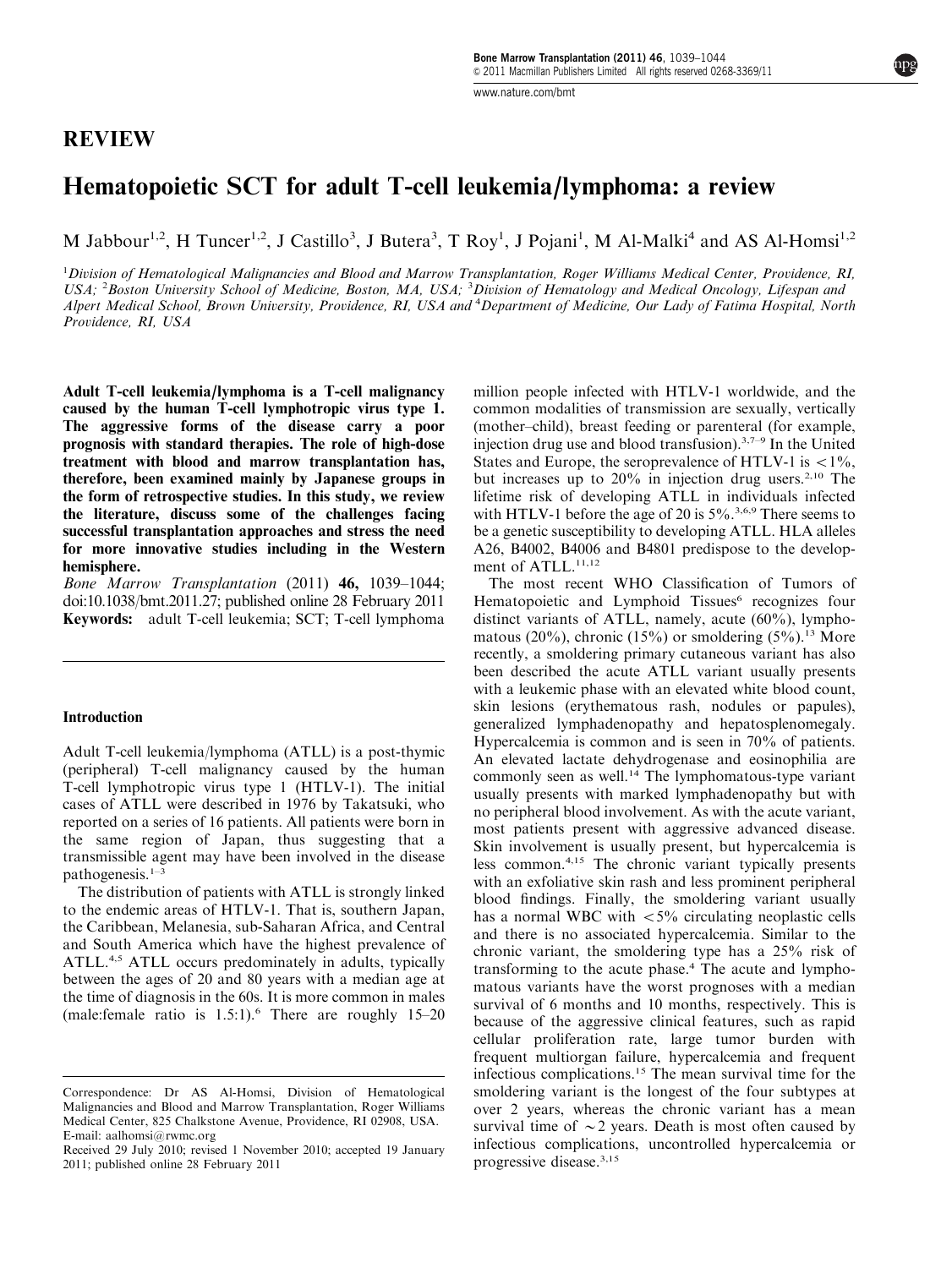REVIEW

# Hematopoietic SCT for adult T-cell leukemia/lymphoma: a review

M Jabbour[1,2], H Tuncer[1,2], J Castillo[3], J Butera[3], T Roy[1], J Pojani[1], M Al-Malki[4] and AS Al-Homsi[1,2]

[1]Division of Hematological Malignancies and Blood and Marrow Transplantation, Roger Williams Medical Center, Providence, RI, USA; [2]Boston University School of Medicine, Boston, MA, USA; [3]Division of Hematology and Medical Oncology, Lifespan and Alpert Medical School, Brown University, Providence, RI, USA and [4]Department of Medicine, Our Lady of Fatima Hospital, North Providence, RI, USA

**Adult T-cell leukemia/lymphoma is a T-cell malignancy caused by the human T-cell lymphotropic virus type 1. The aggressive forms of the disease carry a poor prognosis with standard therapies. The role of high-dose treatment with blood and marrow transplantation has, therefore, been examined mainly by Japanese groups in the form of retrospective studies. In this study, we review the literature, discuss some of the challenges facing successful transplantation approaches and stress the need for more innovative studies including in the Western hemisphere.**

*Bone Marrow Transplantation* (2011) **46,** 1039–1044; doi:10.1038/bmt.2011.27; published online 28 February 2011

**Keywords:** adult T-cell leukemia; SCT; T-cell lymphoma

## Introduction

Adult T-cell leukemia/lymphoma (ATLL) is a post-thymic (peripheral) T-cell malignancy caused by the human T-cell lymphotropic virus type 1 (HTLV-1). The initial cases of ATLL were described in 1976 by Takatsuki, who reported on a series of 16 patients. All patients were born in the same region of Japan, thus suggesting that a transmissible agent may have been involved in the disease pathogenesis.[1–3]

The distribution of patients with ATLL is strongly linked to the endemic areas of HTLV-1. That is, southern Japan, the Caribbean, Melanesia, sub-Saharan Africa, and Central and South America which have the highest prevalence of ATLL.[4,5] ATLL occurs predominately in adults, typically between the ages of 20 and 80 years with a median age at the time of diagnosis in the 60s. It is more common in males (male:female ratio is 1.5:1).[6] There are roughly 15–20 million people infected with HTLV-1 worldwide, and the common modalities of transmission are sexually, vertically (mother–child), breast feeding or parenteral (for example, injection drug use and blood transfusion).[3,7–9] In the United States and Europe, the seroprevalence of HTLV-1 is <1%, but increases up to 20% in injection drug users.[2,10] The lifetime risk of developing ATLL in individuals infected with HTLV-1 before the age of 20 is 5%.[3,6,9] There seems to be a genetic susceptibility to developing ATLL. HLA alleles A26, B4002, B4006 and B4801 predispose to the development of ATLL.[11,12]

The most recent WHO Classification of Tumors of Hematopoietic and Lymphoid Tissues[6] recognizes four distinct variants of ATLL, namely, acute (60%), lymphomatous (20%), chronic (15%) or smoldering (5%).[13] More recently, a smoldering primary cutaneous variant has also been described the acute ATLL variant usually presents with a leukemic phase with an elevated white blood count, skin lesions (erythematous rash, nodules or papules), generalized lymphadenopathy and hepatosplenomegaly. Hypercalcemia is common and is seen in 70% of patients. An elevated lactate dehydrogenase and eosinophilia are commonly seen as well.[14] The lymphomatous-type variant usually presents with marked lymphadenopathy but with no peripheral blood involvement. As with the acute variant, most patients present with aggressive advanced disease. Skin involvement is usually present, but hypercalcemia is less common.[4,15] The chronic variant typically presents with an exfoliative skin rash and less prominent peripheral blood findings. Finally, the smoldering variant usually has a normal WBC with <5% circulating neoplastic cells and there is no associated hypercalcemia. Similar to the chronic variant, the smoldering type has a 25% risk of transforming to the acute phase.[4] The acute and lymphomatous variants have the worst prognoses with a median survival of 6 months and 10 months, respectively. This is because of the aggressive clinical features, such as rapid cellular proliferation rate, large tumor burden with frequent multiorgan failure, hypercalcemia and frequent infectious complications.[15] The mean survival time for the smoldering variant is the longest of the four subtypes at over 2 years, whereas the chronic variant has a mean survival time of ~2 years. Death is most often caused by infectious complications, uncontrolled hypercalcemia or progressive disease.[3,15]

Correspondence: Dr AS Al-Homsi, Division of Hematological Malignancies and Blood and Marrow Transplantation, Roger Williams Medical Center, 825 Chalkstone Avenue, Providence, RI 02908, USA. E-mail: aalhomsi@rwmc.org

Received 29 July 2010; revised 1 November 2010; accepted 19 January 2011; published online 28 February 2011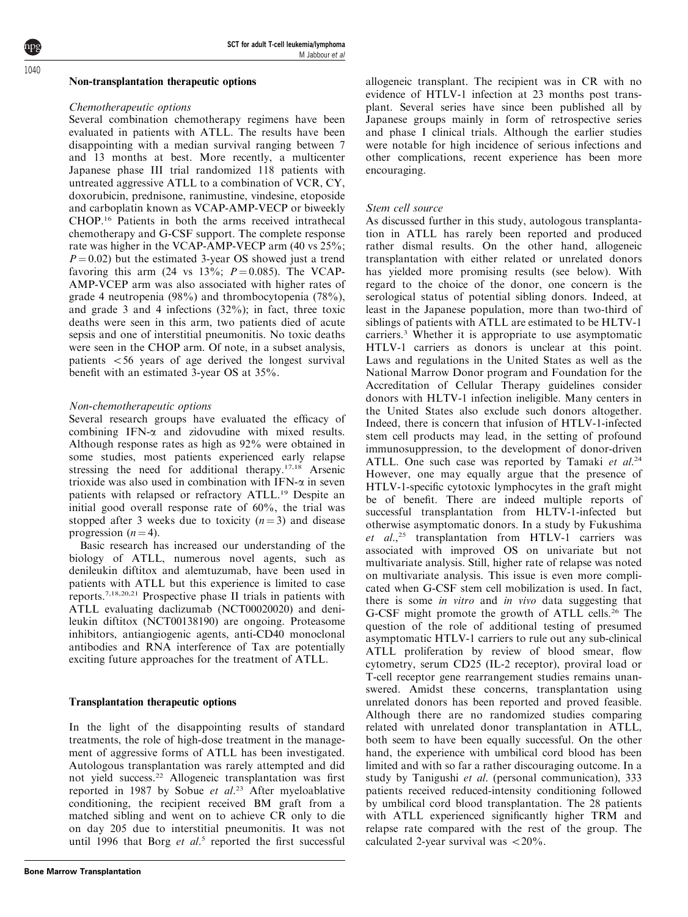## Non-transplantation therapeutic options

### Chemotherapeutic options

Several combination chemotherapy regimens have been evaluated in patients with ATLL. The results have been disappointing with a median survival ranging between 7 and 13 months at best. More recently, a multicenter Japanese phase III trial randomized 118 patients with untreated aggressive ATLL to a combination of VCR, CY, doxorubicin, prednisone, ranimustine, vindesine, etoposide and carboplatin known as VCAP-AMP-VECP or biweekly CHOP.[16] Patients in both the arms received intrathecal chemotherapy and G-CSF support. The complete response rate was higher in the VCAP-AMP-VECP arm (40 vs 25%; $P = 0.02$) but the estimated 3-year OS showed just a trend favoring this arm (24 vs 13%; $P = 0.085$). The VCAP-AMP-VCEP arm was also associated with higher rates of grade 4 neutropenia (98%) and thrombocytopenia (78%), and grade 3 and 4 infections (32%); in fact, three toxic deaths were seen in this arm, two patients died of acute sepsis and one of interstitial pneumonitis. No toxic deaths were seen in the CHOP arm. Of note, in a subset analysis, patients $<56$ years of age derived the longest survival benefit with an estimated 3-year OS at 35%.

### Non-chemotherapeutic options

Several research groups have evaluated the efficacy of combining IFN-α and zidovudine with mixed results. Although response rates as high as 92% were obtained in some studies, most patients experienced early relapse stressing the need for additional therapy.[17,18] Arsenic trioxide was also used in combination with IFN-α in seven patients with relapsed or refractory ATLL.[19] Despite an initial good overall response rate of 60%, the trial was stopped after 3 weeks due to toxicity ($n = 3$) and disease progression ($n = 4$).

Basic research has increased our understanding of the biology of ATLL, numerous novel agents, such as denileukin diftitox and alemtuzumab, have been used in patients with ATLL but this experience is limited to case reports.[7,18,20,21] Prospective phase II trials in patients with ATLL evaluating daclizumab (NCT00020020) and denileukin diftitox (NCT00138190) are ongoing. Proteasome inhibitors, antiangiogenic agents, anti-CD40 monoclonal antibodies and RNA interference of Tax are potentially exciting future approaches for the treatment of ATLL.

## Transplantation therapeutic options

In the light of the disappointing results of standard treatments, the role of high-dose treatment in the management of aggressive forms of ATLL has been investigated. Autologous transplantation was rarely attempted and did not yield success.[22] Allogeneic transplantation was first reported in 1987 by Sobue *et al*.[23] After myeloablative conditioning, the recipient received BM graft from a matched sibling and went on to achieve CR only to die on day 205 due to interstitial pneumonitis. It was not until 1996 that Borg *et al*.[5] reported the first successful allogeneic transplant. The recipient was in CR with no evidence of HTLV-1 infection at 23 months post transplant. Several series have since been published all by Japanese groups mainly in form of retrospective series and phase I clinical trials. Although the earlier studies were notable for high incidence of serious infections and other complications, recent experience has been more encouraging.

### Stem cell source

As discussed further in this study, autologous transplantation in ATLL has rarely been reported and produced rather dismal results. On the other hand, allogeneic transplantation with either related or unrelated donors has yielded more promising results (see below). With regard to the choice of the donor, one concern is the serological status of potential sibling donors. Indeed, at least in the Japanese population, more than two-third of siblings of patients with ATLL are estimated to be HLTV-1 carriers.[3] Whether it is appropriate to use asymptomatic HTLV-1 carriers as donors is unclear at this point. Laws and regulations in the United States as well as the National Marrow Donor program and Foundation for the Accreditation of Cellular Therapy guidelines consider donors with HLTV-1 infection ineligible. Many centers in the United States also exclude such donors altogether. Indeed, there is concern that infusion of HTLV-1-infected stem cell products may lead, in the setting of profound immunosuppression, to the development of donor-driven ATLL. One such case was reported by Tamaki *et al*.[24] However, one may equally argue that the presence of HTLV-1-specific cytotoxic lymphocytes in the graft might be of benefit. There are indeed multiple reports of successful transplantation from HLTV-1-infected but otherwise asymptomatic donors. In a study by Fukushima *et al*.,[25] transplantation from HTLV-1 carriers was associated with improved OS on univariate but not multivariate analysis. Still, higher rate of relapse was noted on multivariate analysis. This issue is even more complicated when G-CSF stem cell mobilization is used. In fact, there is some *in vitro* and *in vivo* data suggesting that G-CSF might promote the growth of ATLL cells.[26] The question of the role of additional testing of presumed asymptomatic HTLV-1 carriers to rule out any sub-clinical ATLL proliferation by review of blood smear, flow cytometry, serum CD25 (IL-2 receptor), proviral load or T-cell receptor gene rearrangement studies remains unanswered. Amidst these concerns, transplantation using unrelated donors has been reported and proved feasible. Although there are no randomized studies comparing related with unrelated donor transplantation in ATLL, both seem to have been equally successful. On the other hand, the experience with umbilical cord blood has been limited and with so far a rather discouraging outcome. In a study by Tanigushi *et al*. (personal communication), 333 patients received reduced-intensity conditioning followed by umbilical cord blood transplantation. The 28 patients with ATLL experienced significantly higher TRM and relapse rate compared with the rest of the group. The calculated 2-year survival was $<20\%$.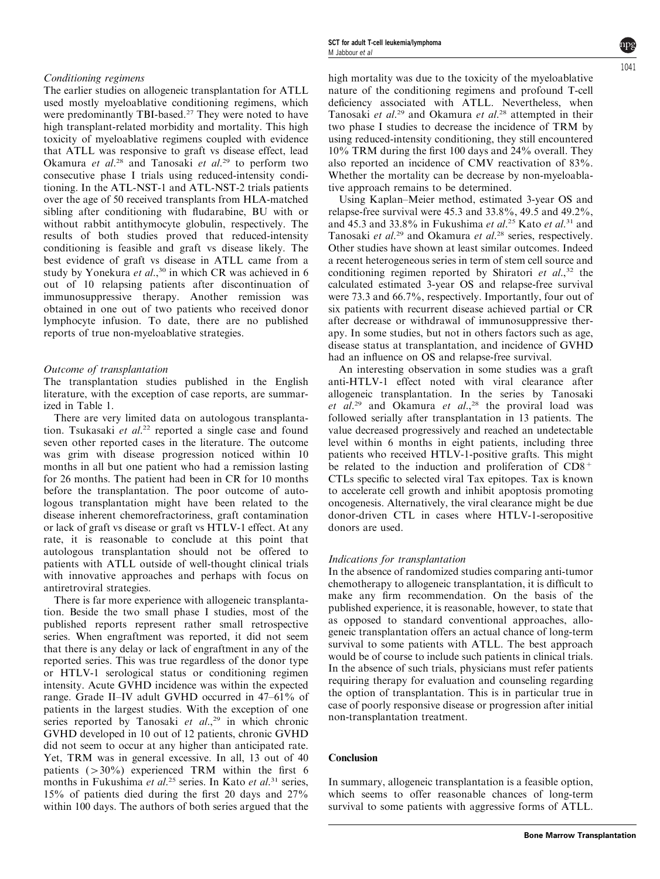### Conditioning regimens

The earlier studies on allogeneic transplantation for ATLL used mostly myeloablative conditioning regimens, which were predominantly TBI-based.[27] They were noted to have high transplant-related morbidity and mortality. This high toxicity of myeloablative regimens coupled with evidence that ATLL was responsive to graft vs disease effect, lead Okamura *et al.*[28] and Tanosaki *et al.*[29] to perform two consecutive phase I trials using reduced-intensity conditioning. In the ATL-NST-1 and ATL-NST-2 trials patients over the age of 50 received transplants from HLA-matched sibling after conditioning with fludarabine, BU with or without rabbit antithymocyte globulin, respectively. The results of both studies proved that reduced-intensity conditioning is feasible and graft vs disease likely. The best evidence of graft vs disease in ATLL came from a study by Yonekura *et al.*,[30] in which CR was achieved in 6 out of 10 relapsing patients after discontinuation of immunosuppressive therapy. Another remission was obtained in one out of two patients who received donor lymphocyte infusion. To date, there are no published reports of true non-myeloablative strategies.

### Outcome of transplantation

The transplantation studies published in the English literature, with the exception of case reports, are summarized in Table 1.

There are very limited data on autologous transplantation. Tsukasaki *et al.*[22] reported a single case and found seven other reported cases in the literature. The outcome was grim with disease progression noticed within 10 months in all but one patient who had a remission lasting for 26 months. The patient had been in CR for 10 months before the transplantation. The poor outcome of autologous transplantation might have been related to the disease inherent chemorefractoriness, graft contamination or lack of graft vs disease or graft vs HTLV-1 effect. At any rate, it is reasonable to conclude at this point that autologous transplantation should not be offered to patients with ATLL outside of well-thought clinical trials with innovative approaches and perhaps with focus on antiretroviral strategies.

There is far more experience with allogeneic transplantation. Beside the two small phase I studies, most of the published reports represent rather small retrospective series. When engraftment was reported, it did not seem that there is any delay or lack of engraftment in any of the reported series. This was true regardless of the donor type or HTLV-1 serological status or conditioning regimen intensity. Acute GVHD incidence was within the expected range. Grade II–IV adult GVHD occurred in 47–61% of patients in the largest studies. With the exception of one series reported by Tanosaki *et al.*,[29] in which chronic GVHD developed in 10 out of 12 patients, chronic GVHD did not seem to occur at any higher than anticipated rate. Yet, TRM was in general excessive. In all, 13 out of 40 patients (>30%) experienced TRM within the first 6 months in Fukushima *et al.*[25] series. In Kato *et al.*[31] series, 15% of patients died during the first 20 days and 27% within 100 days. The authors of both series argued that the high mortality was due to the toxicity of the myeloablative nature of the conditioning regimens and profound T-cell deficiency associated with ATLL. Nevertheless, when Tanosaki *et al.*[29] and Okamura *et al.*[28] attempted in their two phase I studies to decrease the incidence of TRM by using reduced-intensity conditioning, they still encountered 10% TRM during the first 100 days and 24% overall. They also reported an incidence of CMV reactivation of 83%. Whether the mortality can be decrease by non-myeloablative approach remains to be determined.

Using Kaplan–Meier method, estimated 3-year OS and relapse-free survival were 45.3 and 33.8%, 49.5 and 49.2%, and 45.3 and 33.8% in Fukushima *et al.*[25] Kato *et al.*[31] and Tanosaki *et al.*[29] and Okamura *et al.*[28] series, respectively. Other studies have shown at least similar outcomes. Indeed a recent heterogeneous series in term of stem cell source and conditioning regimen reported by Shiratori *et al.*,[32] the calculated estimated 3-year OS and relapse-free survival were 73.3 and 66.7%, respectively. Importantly, four out of six patients with recurrent disease achieved partial or CR after decrease or withdrawal of immunosuppressive therapy. In some studies, but not in others factors such as age, disease status at transplantation, and incidence of GVHD had an influence on OS and relapse-free survival.

An interesting observation in some studies was a graft anti-HTLV-1 effect noted with viral clearance after allogeneic transplantation. In the series by Tanosaki *et al.*[29] and Okamura *et al.*,[28] the proviral load was followed serially after transplantation in 13 patients. The value decreased progressively and reached an undetectable level within 6 months in eight patients, including three patients who received HTLV-1-positive grafts. This might be related to the induction and proliferation of $CD8^+$ CTLs specific to selected viral Tax epitopes. Tax is known to accelerate cell growth and inhibit apoptosis promoting oncogenesis. Alternatively, the viral clearance might be due donor-driven CTL in cases where HTLV-1-seropositive donors are used.

### Indications for transplantation

In the absence of randomized studies comparing anti-tumor chemotherapy to allogeneic transplantation, it is difficult to make any firm recommendation. On the basis of the published experience, it is reasonable, however, to state that as opposed to standard conventional approaches, allogeneic transplantation offers an actual chance of long-term survival to some patients with ATLL. The best approach would be of course to include such patients in clinical trials. In the absence of such trials, physicians must refer patients requiring therapy for evaluation and counseling regarding the option of transplantation. This is in particular true in case of poorly responsive disease or progression after initial non-transplantation treatment.

## Conclusion

In summary, allogeneic transplantation is a feasible option, which seems to offer reasonable chances of long-term survival to some patients with aggressive forms of ATLL.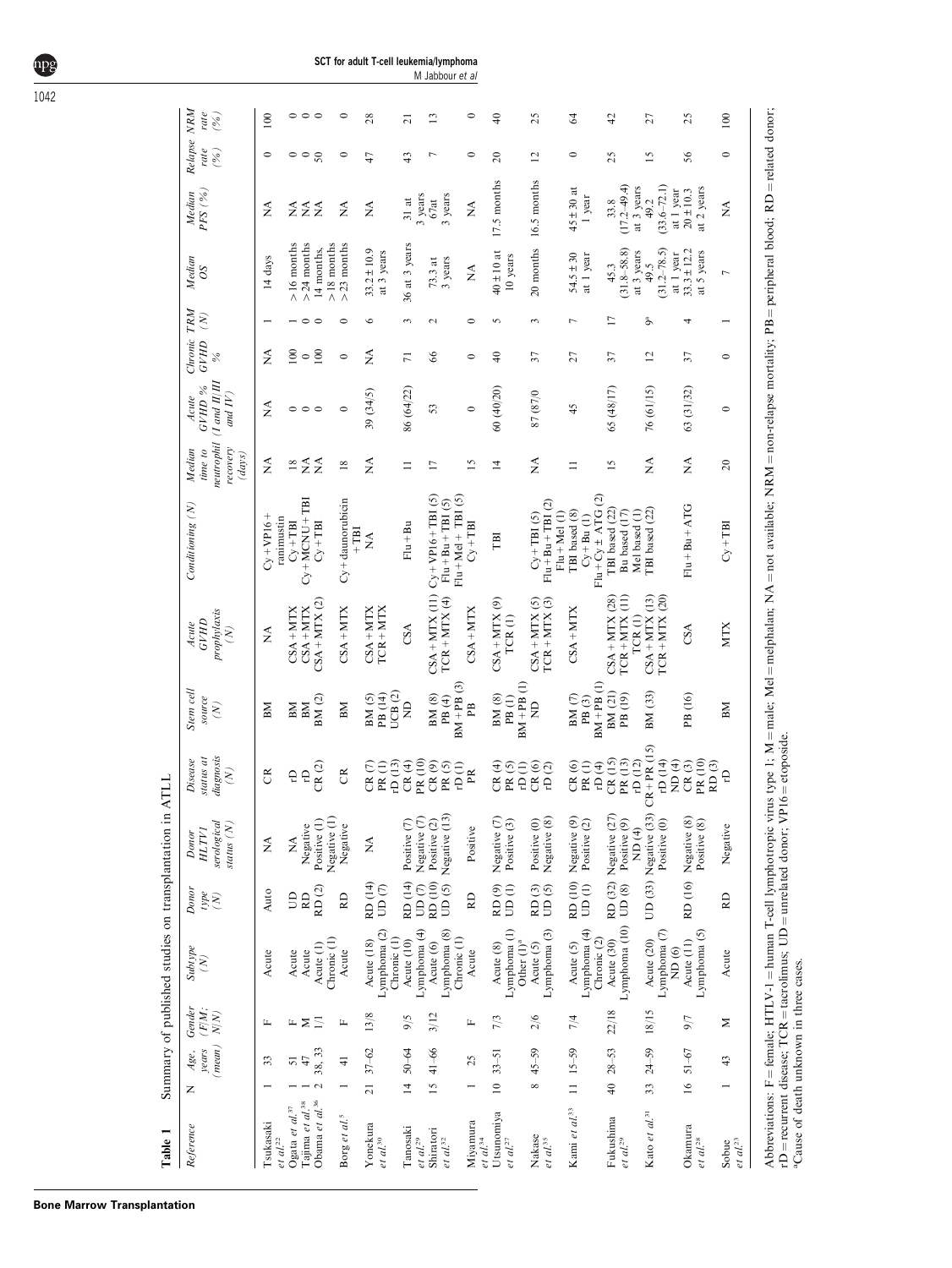**Table 1** Summary of published studies on transplantation in ATLL

| Reference | N | Age, years (mean) | Gender (F/M; N/N) | Subtype (N) | Donor type (N) | Donor HLTV1 serological status (N) | Disease status at diagnosis (N) | Stem cell source (N) | Acute GVHD prophylaxis (N) | Conditioning (N) | Median time to neutrophil recovery (days) | Acute GVHD % (I and II/III and IV) | Chronic GVHD % | TRM (N) | Median OS | Median PFS (%) | Relapse rate (%) | NRM rate (%) |
|---|---|---|---|---|---|---|---|---|---|---|---|---|---|---|---|---|---|---|
| Tsukasaki *et al*[22] | 1 | 33 | F | Acute | Auto | NA | CR | BM | NA | Cy+VP16+ ranimustin | NA | NA | NA | 1 | 14 days | NA | 0 | 100 |
| Ogata *et al*.[37] | 1 | 51 | F | Acute | UD | NA | rD | BM | CSA+MTX | Cy+TBI | 18 | 0 | 100 | 1 | >16 months | NA | 0 | 0 |
| Tajima *et al*[38] | 1 | 47 | M | Acute | RD | Negative | rD | BM | CSA+MTX | Cy+MCNU+TBI | NA | 0 | 0 | 0 | >24 months | NA | 0 | 0 |
| Obama *et al*.[36] | 2 | 38, 33 | 1/1 | Acute (1) Chronic (1) | RD (2) | Positive (1) Negative (1) | CR (2) | BM (2) | CSA+MTX (2) | Cy+TBI | NA | 0 | 100 | 0 | 14 months, >18 months | NA | 50 | 0 |
| Borg *et al*.[5] | 1 | 41 | F | Acute | RD | Negative | CR | BM | CSA+MTX | Cy+daunorubicin +TBI | 18 | 0 | 0 | 0 | >23 months | NA | 0 | 0 |
| Yonekura *et al*[30] | 21 | 37–62 | 13/8 | Acute (18) Lymphoma (2) Chronic (1) | RD (14) UD (7) | NA | CR (7) PR (1) rD (13) | BM (5) PB (14) UCB (2) | CSA+MTX TCR+MTX | NA | NA | 39 (34/5) | NA | 6 | 33.2±10.9 at 3 years | NA | 47 | 28 |
| Tanosaki *et al*[29] | 14 | 50–64 | 9/5 | Acute (10) Lymphoma (4) | RD (14) UD (7) | Positive (7) Negative (7) | CR (4) PR (10) | ND | CSA | Flu+Bu | 11 | 86 (64/22) | 71 | 3 | 36 at 3 years | 31 at 3 years | 43 | 21 |
| Shiratori *et al*[32] | 15 | 41–66 | 3/12 | Acute (6) Lymphoma (8) Chronic (1) | RD (10) UD (5) | Positive (2) Negative (13) | CR (9) PR (5) rD (1) | BM (8) PB (4) BM+PB (3) | CSA+MTX (11) TCR+MTX (4) | Cy+VP16+TBI (5) Flu+Bu+TBI (5) Flu+Mel+TBI (5) | 17 | 53 | 66 | 2 | 73.3 at 3 years | 67at 3 years | 7 | 13 |
| Miyamura *et al*[34] | 1 | 25 | F | Acute | RD | Positive | PR | PB | CSA+MTX | Cy+TBI | 15 | 0 | 0 | 0 | NA | NA | 0 | 0 |
| Utsunomiya *et al*[27] | 10 | 33–51 | 7/3 | Acute (8) Lymphoma (1) Other (1)[a] | RD (9) UD (1) | Negative (7) Positive (3) | CR (4) PR (5) rD (1) | BM (8) PB (1) BM+PB (1) | CSA+MTX (9) TCR (1) | TBI | 14 | 60 (40/20) | 40 | 5 | 40±10 at 10 years | 17.5 months | 20 | 40 |
| Nakase *et al*[35] | 8 | 45–59 | 2/6 | Acute (5) Lymphoma (3) | RD (3) UD (5) | Positive (0) Negative (8) | CR (6) rD (2) | ND | CSA+MTX (5) TCR+MTX (3) | Cy+TBI (5) Flu+Bu+TBI (2) Flu+Mel (1) | NA | 87 (87/0) | 37 | 3 | 20 months | 16.5 months | 12 | 25 |
| Kami *et al*.[33] | 11 | 15–59 | 7/4 | Acute (5) Lymphoma (4) Chronic (2) | RD (10) UD (1) | Negative (9) Positive (2) | CR (6) PR (1) rD (4) | BM (7) PB (3) BM+PB (1) | CSA+MTX | TBI based (8) Cy+Bu (1) Flu+Cy±ATG (2) | 11 | 45 | 27 | 7 | 54.5±30 at 1 year | 45±30 at 1 year | 0 | 64 |
| Fukushima *et al*[29] | 40 | 28–53 | 22/18 | Acute (30) Lymphoma (10) | RD (32) UD (8) | Negative (27) Positive (9) ND (4) | CR (15) PR (13) rD (12) | BM (21) PB (19) | CSA+MTX (28) TCR+MTX (11) TCR (1) | TBI based (22) Bu based (17) Mel based (1) | 15 | 65 (48/17) | 37 | 17 | 45.3 (31.8–58.8) at 3 years | 33.8 (17.2–49.4) at 3 years | 25 | 42 |
| Kato *et al*.[31] | 33 | 24–59 | 18/15 | Acute (20) Lymphoma (7) ND (6) | UD (33) | Negative (33) Positive (0) | CR+PR (15) rD (14) ND (4) | BM (33) | CSA+MTX (13) TCR+MTX (20) | TBI based (22) | NA | 76 (61/15) | 12 | 9[a] | 49.5 (31.2–78.5) at 1 year | 49.2 (33.6–72.1) at 1 year | 15 | 27 |
| Okamura *et al*[28] | 16 | 51–67 | 9/7 | Acute (11) Lymphoma (5) | RD (16) | Negative (8) Positive (8) | CR (3) PR (10) RD (3) | PB (16) | CSA | Flu+Bu+ATG | NA | 63 (31/32) | 37 | 4 | 33.3±12.2 at 5 years | 20±10.3 at 2 years | 56 | 25 |
| Sobue *et al*[23] | 1 | 43 | M | Acute | RD | Negative | rD | BM | MTX | Cy+TBI | 20 | 0 | 0 | 1 | 7 | NA | 0 | 100 |

Abbreviations: F = female; HTLV-1 = human T-cell lymphotropic virus type 1; M = male; Mel = melphalan; NA = not available; NRM = non-relapse mortality; PB = peripheral blood; RD = related donor; rD = recurrent disease; TCR = tacrolimus; UD = unrelated donor; VP16 = etoposide.

[a]Cause of death unknown in three cases.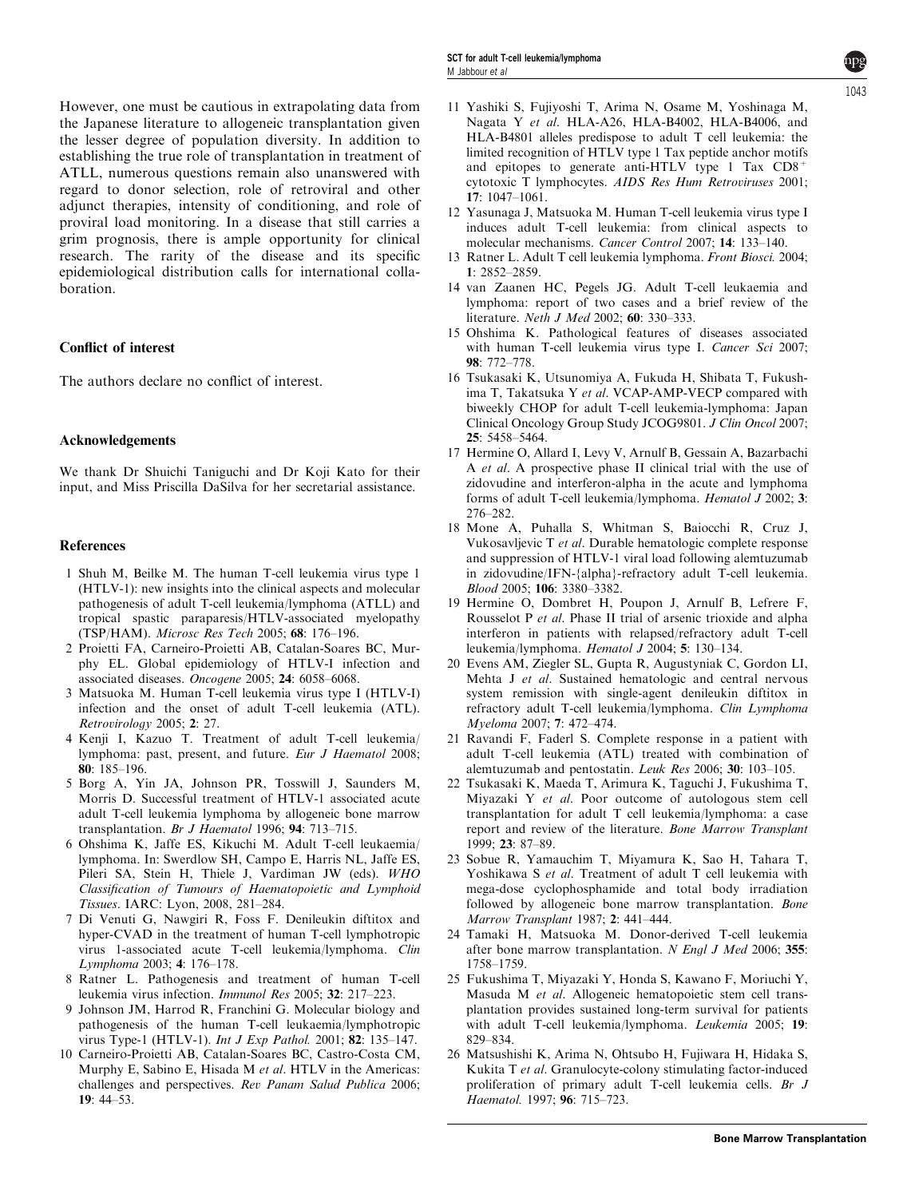However, one must be cautious in extrapolating data from the Japanese literature to allogeneic transplantation given the lesser degree of population diversity. In addition to establishing the true role of transplantation in treatment of ATLL, numerous questions remain also unanswered with regard to donor selection, role of retroviral and other adjunct therapies, intensity of conditioning, and role of proviral load monitoring. In a disease that still carries a grim prognosis, there is ample opportunity for clinical research. The rarity of the disease and its specific epidemiological distribution calls for international collaboration.

## Conflict of interest

The authors declare no conflict of interest.

## Acknowledgements

We thank Dr Shuichi Taniguchi and Dr Koji Kato for their input, and Miss Priscilla DaSilva for her secretarial assistance.

## References

1 Shuh M, Beilke M. The human T-cell leukemia virus type 1 (HTLV-1): new insights into the clinical aspects and molecular pathogenesis of adult T-cell leukemia/lymphoma (ATLL) and tropical spastic paraparesis/HTLV-associated myelopathy (TSP/HAM). *Microsc Res Tech* 2005; **68**: 176–196.

2 Proietti FA, Carneiro-Proietti AB, Catalan-Soares BC, Murphy EL. Global epidemiology of HTLV-I infection and associated diseases. *Oncogene* 2005; **24**: 6058–6068.

3 Matsuoka M. Human T-cell leukemia virus type I (HTLV-I) infection and the onset of adult T-cell leukemia (ATL). *Retrovirology* 2005; **2**: 27.

4 Kenji I, Kazuo T. Treatment of adult T-cell leukemia/lymphoma: past, present, and future. *Eur J Haematol* 2008; **80**: 185–196.

5 Borg A, Yin JA, Johnson PR, Tosswill J, Saunders M, Morris D. Successful treatment of HTLV-1 associated acute adult T-cell leukemia lymphoma by allogeneic bone marrow transplantation. *Br J Haematol* 1996; **94**: 713–715.

6 Ohshima K, Jaffe ES, Kikuchi M. Adult T-cell leukaemia/lymphoma. In: Swerdlow SH, Campo E, Harris NL, Jaffe ES, Pileri SA, Stein H, Thiele J, Vardiman JW (eds). *WHO Classification of Tumours of Haematopoietic and Lymphoid Tissues*. IARC: Lyon, 2008, 281–284.

7 Di Venuti G, Nawgiri R, Foss F. Denileukin diftitox and hyper-CVAD in the treatment of human T-cell lymphotropic virus 1-associated acute T-cell leukemia/lymphoma. *Clin Lymphoma* 2003; **4**: 176–178.

8 Ratner L. Pathogenesis and treatment of human T-cell leukemia virus infection. *Immunol Res* 2005; **32**: 217–223.

9 Johnson JM, Harrod R, Franchini G. Molecular biology and pathogenesis of the human T-cell leukaemia/lymphotropic virus Type-1 (HTLV-1). *Int J Exp Pathol.* 2001; **82**: 135–147.

10 Carneiro-Proietti AB, Catalan-Soares BC, Castro-Costa CM, Murphy E, Sabino E, Hisada M *et al*. HTLV in the Americas: challenges and perspectives. *Rev Panam Salud Publica* 2006; **19**: 44–53.

11 Yashiki S, Fujiyoshi T, Arima N, Osame M, Yoshinaga M, Nagata Y *et al*. HLA-A26, HLA-B4002, HLA-B4006, and HLA-B4801 alleles predispose to adult T cell leukemia: the limited recognition of HTLV type 1 Tax peptide anchor motifs and epitopes to generate anti-HTLV type 1 Tax $CD8^+$ cytotoxic T lymphocytes. *AIDS Res Hum Retroviruses* 2001; **17**: 1047–1061.

12 Yasunaga J, Matsuoka M. Human T-cell leukemia virus type I induces adult T-cell leukemia: from clinical aspects to molecular mechanisms. *Cancer Control* 2007; **14**: 133–140.

13 Ratner L. Adult T cell leukemia lymphoma. *Front Biosci.* 2004; **1**: 2852–2859.

14 van Zaanen HC, Pegels JG. Adult T-cell leukaemia and lymphoma: report of two cases and a brief review of the literature. *Neth J Med* 2002; **60**: 330–333.

15 Ohshima K. Pathological features of diseases associated with human T-cell leukemia virus type I. *Cancer Sci* 2007; **98**: 772–778.

16 Tsukasaki K, Utsunomiya A, Fukuda H, Shibata T, Fukushima T, Takatsuka Y *et al*. VCAP-AMP-VECP compared with biweekly CHOP for adult T-cell leukemia-lymphoma: Japan Clinical Oncology Group Study JCOG9801. *J Clin Oncol* 2007; **25**: 5458–5464.

17 Hermine O, Allard I, Levy V, Arnulf B, Gessain A, Bazarbachi A *et al*. A prospective phase II clinical trial with the use of zidovudine and interferon-alpha in the acute and lymphoma forms of adult T-cell leukemia/lymphoma. *Hematol J* 2002; **3**: 276–282.

18 Mone A, Puhalla S, Whitman S, Baiocchi R, Cruz J, Vukosavljevic T *et al*. Durable hematologic complete response and suppression of HTLV-1 viral load following alemtuzumab in zidovudine/IFN-{alpha}-refractory adult T-cell leukemia. *Blood* 2005; **106**: 3380–3382.

19 Hermine O, Dombret H, Poupon J, Arnulf B, Lefrere F, Rousselot P *et al*. Phase II trial of arsenic trioxide and alpha interferon in patients with relapsed/refractory adult T-cell leukemia/lymphoma. *Hematol J* 2004; **5**: 130–134.

20 Evens AM, Ziegler SL, Gupta R, Augustyniak C, Gordon LI, Mehta J *et al*. Sustained hematologic and central nervous system remission with single-agent denileukin diftitox in refractory adult T-cell leukemia/lymphoma. *Clin Lymphoma Myeloma* 2007; **7**: 472–474.

21 Ravandi F, Faderl S. Complete response in a patient with adult T-cell leukemia (ATL) treated with combination of alemtuzumab and pentostatin. *Leuk Res* 2006; **30**: 103–105.

22 Tsukasaki K, Maeda T, Arimura K, Taguchi J, Fukushima T, Miyazaki Y *et al*. Poor outcome of autologous stem cell transplantation for adult T cell leukemia/lymphoma: a case report and review of the literature. *Bone Marrow Transplant* 1999; **23**: 87–89.

23 Sobue R, Yamauchim T, Miyamura K, Sao H, Tahara T, Yoshikawa S *et al*. Treatment of adult T cell leukemia with mega-dose cyclophosphamide and total body irradiation followed by allogeneic bone marrow transplantation. *Bone Marrow Transplant* 1987; **2**: 441–444.

24 Tamaki H, Matsuoka M. Donor-derived T-cell leukemia after bone marrow transplantation. *N Engl J Med* 2006; **355**: 1758–1759.

25 Fukushima T, Miyazaki Y, Honda S, Kawano F, Moriuchi Y, Masuda M *et al*. Allogeneic hematopoietic stem cell transplantation provides sustained long-term survival for patients with adult T-cell leukemia/lymphoma. *Leukemia* 2005; **19**: 829–834.

26 Matsushishi K, Arima N, Ohtsubo H, Fujiwara H, Hidaka S, Kukita T *et al*. Granulocyte-colony stimulating factor-induced proliferation of primary adult T-cell leukemia cells. *Br J Haematol.* 1997; **96**: 715–723.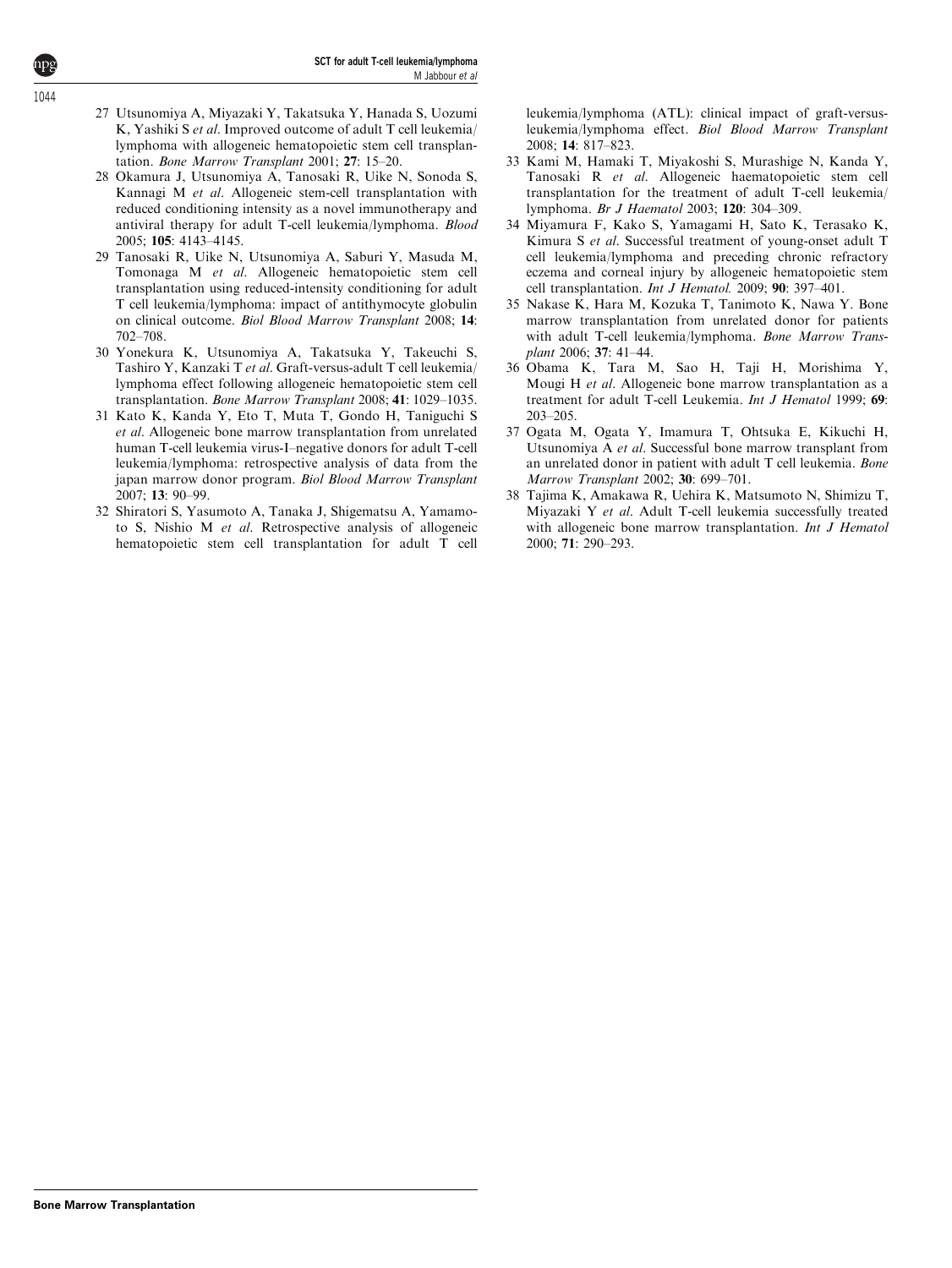27 Utsunomiya A, Miyazaki Y, Takatsuka Y, Hanada S, Uozumi K, Yashiki S *et al*. Improved outcome of adult T cell leukemia/lymphoma with allogeneic hematopoietic stem cell transplantation. *Bone Marrow Transplant* 2001; **27**: 15–20.

28 Okamura J, Utsunomiya A, Tanosaki R, Uike N, Sonoda S, Kannagi M *et al*. Allogeneic stem-cell transplantation with reduced conditioning intensity as a novel immunotherapy and antiviral therapy for adult T-cell leukemia/lymphoma. *Blood* 2005; **105**: 4143–4145.

29 Tanosaki R, Uike N, Utsunomiya A, Saburi Y, Masuda M, Tomonaga M *et al*. Allogeneic hematopoietic stem cell transplantation using reduced-intensity conditioning for adult T cell leukemia/lymphoma: impact of antithymocyte globulin on clinical outcome. *Biol Blood Marrow Transplant* 2008; **14**: 702–708.

30 Yonekura K, Utsunomiya A, Takatsuka Y, Takeuchi S, Tashiro Y, Kanzaki T *et al*. Graft-versus-adult T cell leukemia/lymphoma effect following allogeneic hematopoietic stem cell transplantation. *Bone Marrow Transplant* 2008; **41**: 1029–1035.

31 Kato K, Kanda Y, Eto T, Muta T, Gondo H, Taniguchi S *et al*. Allogeneic bone marrow transplantation from unrelated human T-cell leukemia virus-I–negative donors for adult T-cell leukemia/lymphoma: retrospective analysis of data from the japan marrow donor program. *Biol Blood Marrow Transplant* 2007; **13**: 90–99.

32 Shiratori S, Yasumoto A, Tanaka J, Shigematsu A, Yamamoto S, Nishio M *et al*. Retrospective analysis of allogeneic hematopoietic stem cell transplantation for adult T cell leukemia/lymphoma (ATL): clinical impact of graft-versus-leukemia/lymphoma effect. *Biol Blood Marrow Transplant* 2008; **14**: 817–823.

33 Kami M, Hamaki T, Miyakoshi S, Murashige N, Kanda Y, Tanosaki R *et al*. Allogeneic haematopoietic stem cell transplantation for the treatment of adult T-cell leukemia/lymphoma. *Br J Haematol* 2003; **120**: 304–309.

34 Miyamura F, Kako S, Yamagami H, Sato K, Terasako K, Kimura S *et al*. Successful treatment of young-onset adult T cell leukemia/lymphoma and preceding chronic refractory eczema and corneal injury by allogeneic hematopoietic stem cell transplantation. *Int J Hematol.* 2009; **90**: 397–401.

35 Nakase K, Hara M, Kozuka T, Tanimoto K, Nawa Y. Bone marrow transplantation from unrelated donor for patients with adult T-cell leukemia/lymphoma. *Bone Marrow Transplant* 2006; **37**: 41–44.

36 Obama K, Tara M, Sao H, Taji H, Morishima Y, Mougi H *et al*. Allogeneic bone marrow transplantation as a treatment for adult T-cell Leukemia. *Int J Hematol* 1999; **69**: 203–205.

37 Ogata M, Ogata Y, Imamura T, Ohtsuka E, Kikuchi H, Utsunomiya A *et al*. Successful bone marrow transplant from an unrelated donor in patient with adult T cell leukemia. *Bone Marrow Transplant* 2002; **30**: 699–701.

38 Tajima K, Amakawa R, Uehira K, Matsumoto N, Shimizu T, Miyazaki Y *et al*. Adult T-cell leukemia successfully treated with allogeneic bone marrow transplantation. *Int J Hematol* 2000; **71**: 290–293.